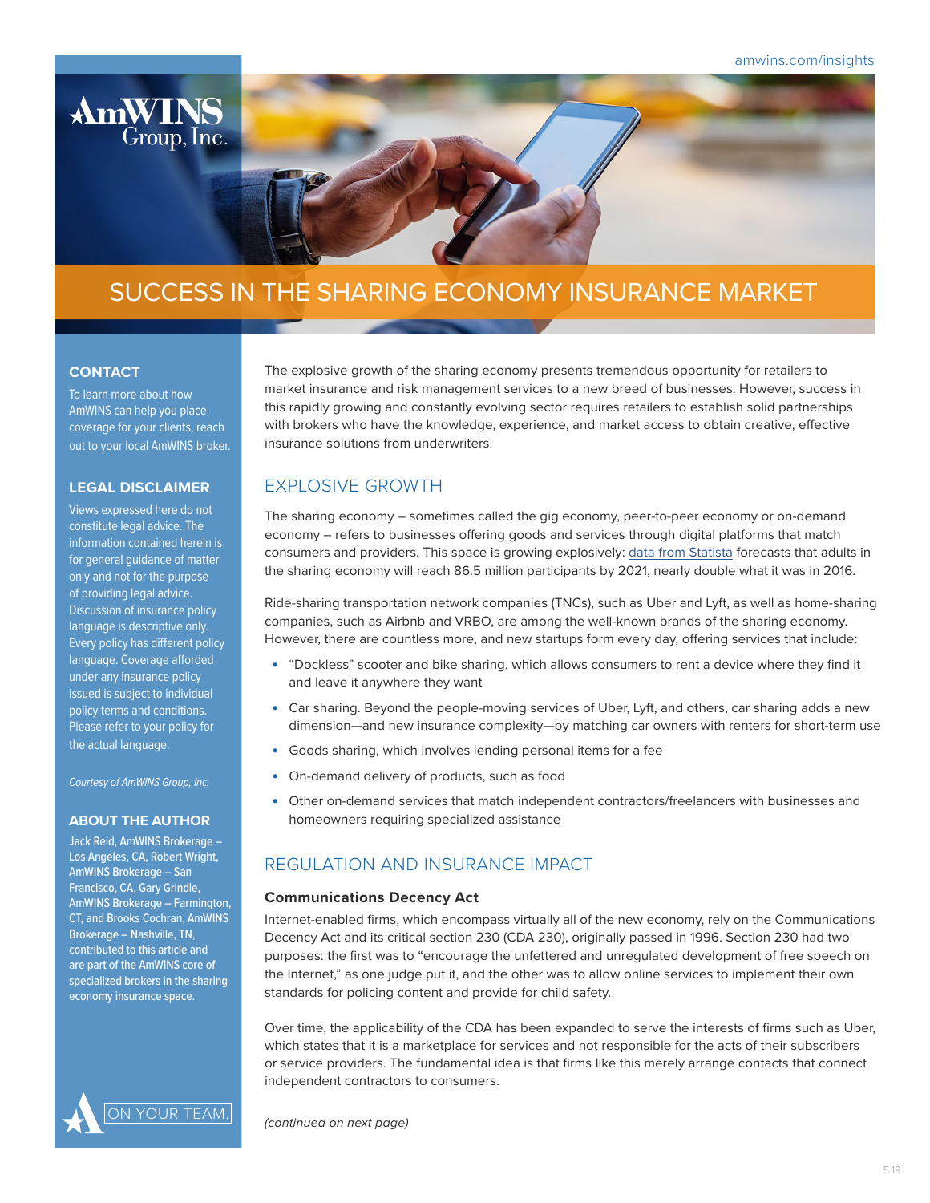# SUCCESS IN THE SHARING ECONOMY INSURANCE MARKET

The explosive growth of the sharing economy presents tremendous opportunity for retailers to market insurance and risk management services to a new breed of businesses. However, success in this rapidly growing and constantly evolving sector requires retailers to establish solid partnerships with brokers who have the knowledge, experience, and market access to obtain creative, effective insurance solutions from underwriters.

## EXPLOSIVE GROWTH

The sharing economy – sometimes called the gig economy, peer-to-peer economy or on-demand economy – refers to businesses offering goods and services through digital platforms that match consumers and providers. This space is growing explosively: data from Statista forecasts that adults in the sharing economy will reach 86.5 million participants by 2021, nearly double what it was in 2016.

Ride-sharing transportation network companies (TNCs), such as Uber and Lyft, as well as home-sharing companies, such as Airbnb and VRBO, are among the well-known brands of the sharing economy. However, there are countless more, and new startups form every day, offering services that include:

- "Dockless" scooter and bike sharing, which allows consumers to rent a device where they find it and leave it anywhere they want
- Car sharing. Beyond the people-moving services of Uber, Lyft, and others, car sharing adds a new dimension—and new insurance complexity—by matching car owners with renters for short-term use
- Goods sharing, which involves lending personal items for a fee
- On-demand delivery of products, such as food
- Other on-demand services that match independent contractors/freelancers with businesses and homeowners requiring specialized assistance

## REGULATION AND INSURANCE IMPACT

### Communications Decency Act

Internet-enabled firms, which encompass virtually all of the new economy, rely on the Communications Decency Act and its critical section 230 (CDA 230), originally passed in 1996. Section 230 had two purposes: the first was to "encourage the unfettered and unregulated development of free speech on the Internet," as one judge put it, and the other was to allow online services to implement their own standards for policing content and provide for child safety.

Over time, the applicability of the CDA has been expanded to serve the interests of firms such as Uber, which states that it is a marketplace for services and not responsible for the acts of their subscribers or service providers. The fundamental idea is that firms like this merely arrange contacts that connect independent contractors to consumers.

*(continued on next page)*

### CONTACT

To learn more about how AmWINS can help you place coverage for your clients, reach out to your local AmWINS broker.

### LEGAL DISCLAIMER

Views expressed here do not constitute legal advice. The information contained herein is for general guidance of matter only and not for the purpose of providing legal advice. Discussion of insurance policy language is descriptive only. Every policy has different policy language. Coverage afforded under any insurance policy issued is subject to individual policy terms and conditions. Please refer to your policy for the actual language.

*Courtesy of AmWINS Group, Inc.*

### ABOUT THE AUTHOR

Jack Reid, AmWINS Brokerage – Los Angeles, CA, Robert Wright, AmWINS Brokerage – San Francisco, CA, Gary Grindle, AmWINS Brokerage – Farmington, CT, and Brooks Cochran, AmWINS Brokerage – Nashville, TN, contributed to this article and are part of the AmWINS core of specialized brokers in the sharing economy insurance space.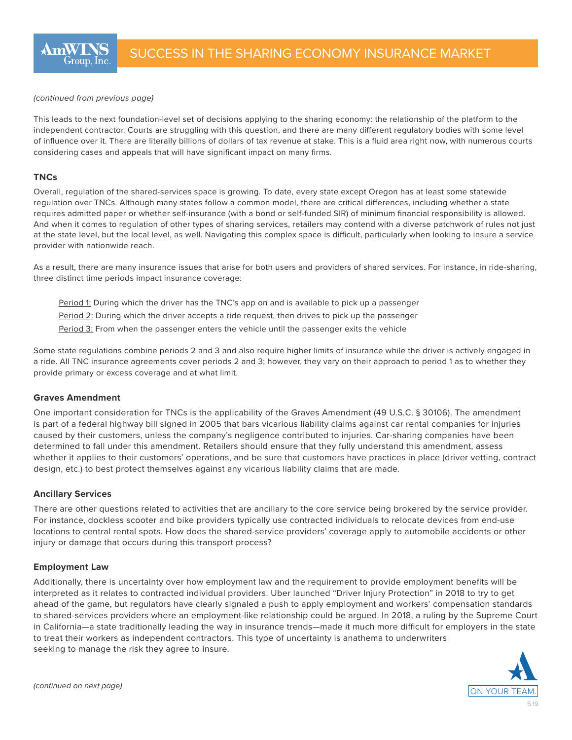*(continued from previous page)*

This leads to the next foundation-level set of decisions applying to the sharing economy: the relationship of the platform to the independent contractor. Courts are struggling with this question, and there are many different regulatory bodies with some level of influence over it. There are literally billions of dollars of tax revenue at stake. This is a fluid area right now, with numerous courts considering cases and appeals that will have significant impact on many firms.

### TNCs

Overall, regulation of the shared-services space is growing. To date, every state except Oregon has at least some statewide regulation over TNCs. Although many states follow a common model, there are critical differences, including whether a state requires admitted paper or whether self-insurance (with a bond or self-funded SIR) of minimum financial responsibility is allowed. And when it comes to regulation of other types of sharing services, retailers may contend with a diverse patchwork of rules not just at the state level, but the local level, as well. Navigating this complex space is difficult, particularly when looking to insure a service provider with nationwide reach.

As a result, there are many insurance issues that arise for both users and providers of shared services. For instance, in ride-sharing, three distinct time periods impact insurance coverage:

Period 1: During which the driver has the TNC's app on and is available to pick up a passenger
Period 2: During which the driver accepts a ride request, then drives to pick up the passenger
Period 3: From when the passenger enters the vehicle until the passenger exits the vehicle

Some state regulations combine periods 2 and 3 and also require higher limits of insurance while the driver is actively engaged in a ride. All TNC insurance agreements cover periods 2 and 3; however, they vary on their approach to period 1 as to whether they provide primary or excess coverage and at what limit.

### Graves Amendment

One important consideration for TNCs is the applicability of the Graves Amendment (49 U.S.C. § 30106). The amendment is part of a federal highway bill signed in 2005 that bars vicarious liability claims against car rental companies for injuries caused by their customers, unless the company's negligence contributed to injuries. Car-sharing companies have been determined to fall under this amendment. Retailers should ensure that they fully understand this amendment, assess whether it applies to their customers' operations, and be sure that customers have practices in place (driver vetting, contract design, etc.) to best protect themselves against any vicarious liability claims that are made.

### Ancillary Services

There are other questions related to activities that are ancillary to the core service being brokered by the service provider. For instance, dockless scooter and bike providers typically use contracted individuals to relocate devices from end-use locations to central rental spots. How does the shared-service providers' coverage apply to automobile accidents or other injury or damage that occurs during this transport process?

### Employment Law

Additionally, there is uncertainty over how employment law and the requirement to provide employment benefits will be interpreted as it relates to contracted individual providers. Uber launched "Driver Injury Protection" in 2018 to try to get ahead of the game, but regulators have clearly signaled a push to apply employment and workers' compensation standards to shared-services providers where an employment-like relationship could be argued. In 2018, a ruling by the Supreme Court in California—a state traditionally leading the way in insurance trends—made it much more difficult for employers in the state to treat their workers as independent contractors. This type of uncertainty is anathema to underwriters seeking to manage the risk they agree to insure.

*(continued on next page)*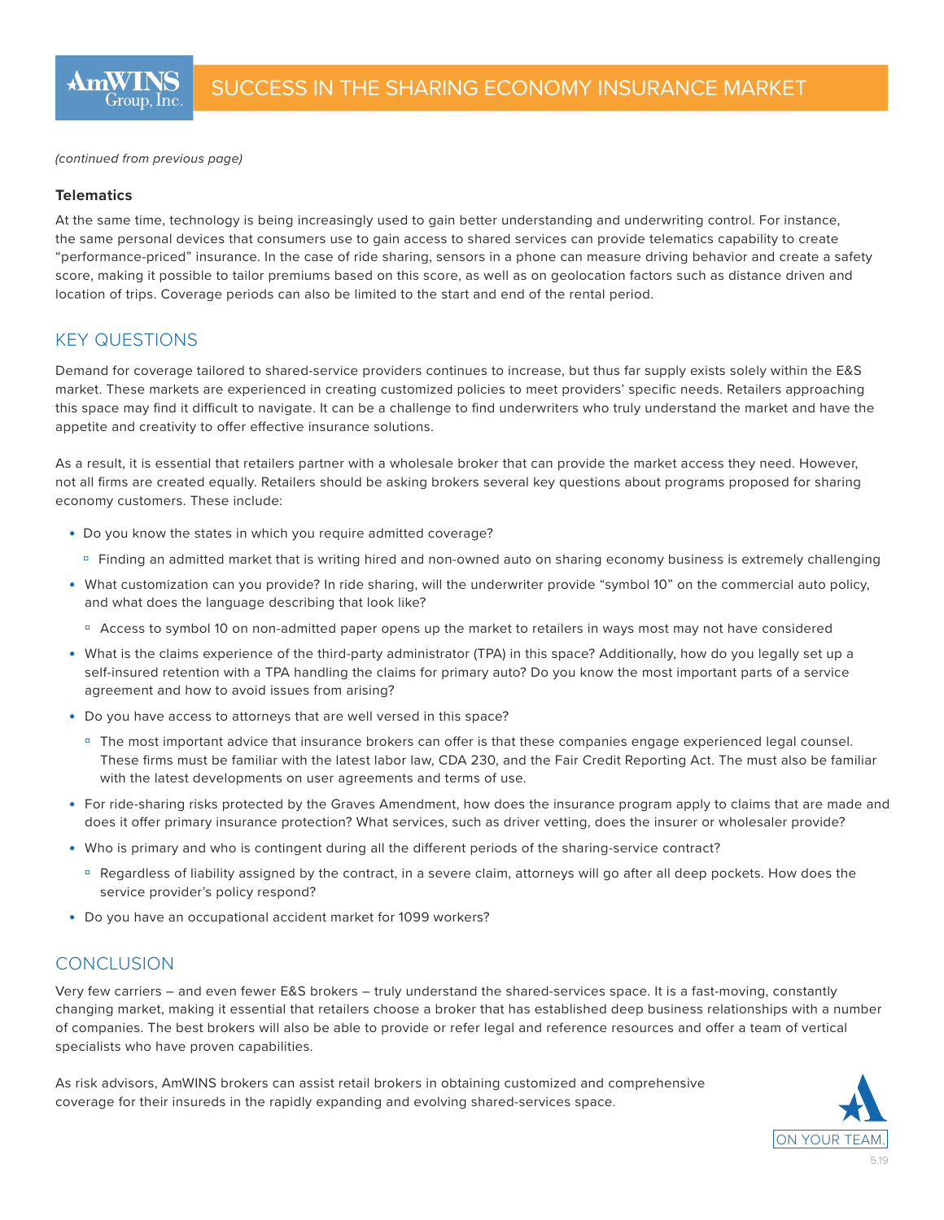*(continued from previous page)*

**Telematics**

At the same time, technology is being increasingly used to gain better understanding and underwriting control. For instance, the same personal devices that consumers use to gain access to shared services can provide telematics capability to create "performance-priced" insurance. In the case of ride sharing, sensors in a phone can measure driving behavior and create a safety score, making it possible to tailor premiums based on this score, as well as on geolocation factors such as distance driven and location of trips. Coverage periods can also be limited to the start and end of the rental period.

## KEY QUESTIONS

Demand for coverage tailored to shared-service providers continues to increase, but thus far supply exists solely within the E&S market. These markets are experienced in creating customized policies to meet providers' specific needs. Retailers approaching this space may find it difficult to navigate. It can be a challenge to find underwriters who truly understand the market and have the appetite and creativity to offer effective insurance solutions.

As a result, it is essential that retailers partner with a wholesale broker that can provide the market access they need. However, not all firms are created equally. Retailers should be asking brokers several key questions about programs proposed for sharing economy customers. These include:

- Do you know the states in which you require admitted coverage?
  - Finding an admitted market that is writing hired and non-owned auto on sharing economy business is extremely challenging
- What customization can you provide? In ride sharing, will the underwriter provide "symbol 10" on the commercial auto policy, and what does the language describing that look like?
  - Access to symbol 10 on non-admitted paper opens up the market to retailers in ways most may not have considered
- What is the claims experience of the third-party administrator (TPA) in this space? Additionally, how do you legally set up a self-insured retention with a TPA handling the claims for primary auto? Do you know the most important parts of a service agreement and how to avoid issues from arising?
- Do you have access to attorneys that are well versed in this space?
  - The most important advice that insurance brokers can offer is that these companies engage experienced legal counsel. These firms must be familiar with the latest labor law, CDA 230, and the Fair Credit Reporting Act. The must also be familiar with the latest developments on user agreements and terms of use.
- For ride-sharing risks protected by the Graves Amendment, how does the insurance program apply to claims that are made and does it offer primary insurance protection? What services, such as driver vetting, does the insurer or wholesaler provide?
- Who is primary and who is contingent during all the different periods of the sharing-service contract?
  - Regardless of liability assigned by the contract, in a severe claim, attorneys will go after all deep pockets. How does the service provider's policy respond?
- Do you have an occupational accident market for 1099 workers?

## CONCLUSION

Very few carriers – and even fewer E&S brokers – truly understand the shared-services space. It is a fast-moving, constantly changing market, making it essential that retailers choose a broker that has established deep business relationships with a number of companies. The best brokers will also be able to provide or refer legal and reference resources and offer a team of vertical specialists who have proven capabilities.

As risk advisors, AmWINS brokers can assist retail brokers in obtaining customized and comprehensive coverage for their insureds in the rapidly expanding and evolving shared-services space.

ON YOUR TEAM.